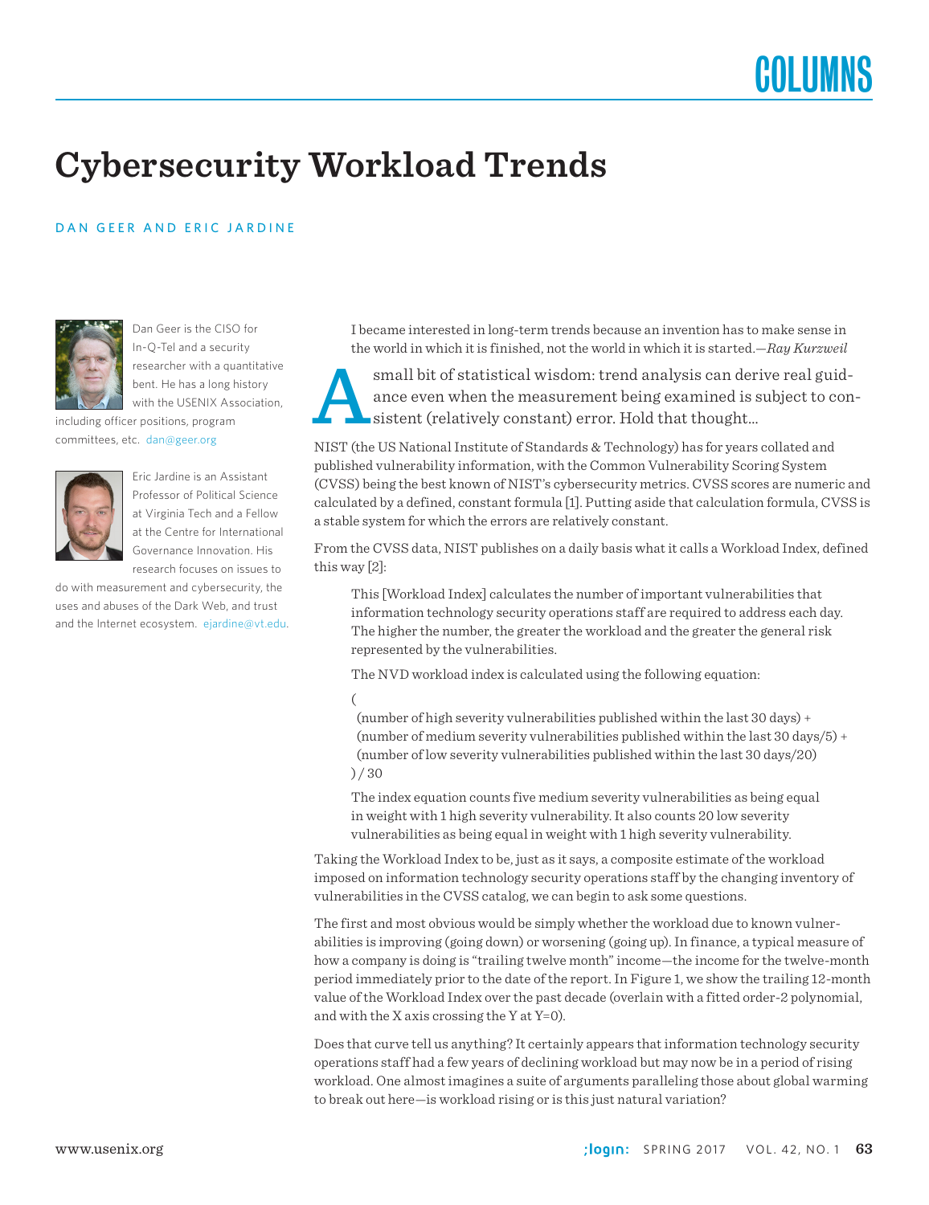# Cybersecurity Workload Trends

DAN GEER AND ERIC JARDINE

Dan Geer is the CISO for In-Q-Tel and a security researcher with a quantitative bent. He has a long history with the USENIX Association, including officer positions, program committees, etc. dan@geer.org

Eric Jardine is an Assistant Professor of Political Science at Virginia Tech and a Fellow at the Centre for International Governance Innovation. His research focuses on issues to do with measurement and cybersecurity, the uses and abuses of the Dark Web, and trust and the Internet ecosystem. ejardine@vt.edu

I became interested in long-term trends because an invention has to make sense in the world in which it is finished, not the world in which it is started.—*Ray Kurzweil*

A small bit of statistical wisdom: trend analysis can derive real guidance even when the measurement being examined is subject to consistent (relatively constant) error. Hold that thought...

NIST (the US National Institute of Standards & Technology) has for years collated and published vulnerability information, with the Common Vulnerability Scoring System (CVSS) being the best known of NIST's cybersecurity metrics. CVSS scores are numeric and calculated by a defined, constant formula [1]. Putting aside that calculation formula, CVSS is a stable system for which the errors are relatively constant.

From the CVSS data, NIST publishes on a daily basis what it calls a Workload Index, defined this way [2]:

> This [Workload Index] calculates the number of important vulnerabilities that information technology security operations staff are required to address each day. The higher the number, the greater the workload and the greater the general risk represented by the vulnerabilities.
>
> The NVD workload index is calculated using the following equation:
>
> (
> (number of high severity vulnerabilities published within the last 30 days) +
> (number of medium severity vulnerabilities published within the last 30 days/5) +
> (number of low severity vulnerabilities published within the last 30 days/20)
> ) / 30
>
> The index equation counts five medium severity vulnerabilities as being equal in weight with 1 high severity vulnerability. It also counts 20 low severity vulnerabilities as being equal in weight with 1 high severity vulnerability.

Taking the Workload Index to be, just as it says, a composite estimate of the workload imposed on information technology security operations staff by the changing inventory of vulnerabilities in the CVSS catalog, we can begin to ask some questions.

The first and most obvious would be simply whether the workload due to known vulnerabilities is improving (going down) or worsening (going up). In finance, a typical measure of how a company is doing is "trailing twelve month" income—the income for the twelve-month period immediately prior to the date of the report. In Figure 1, we show the trailing 12-month value of the Workload Index over the past decade (overlain with a fitted order-2 polynomial, and with the X axis crossing the Y at Y=0).

Does that curve tell us anything? It certainly appears that information technology security operations staff had a few years of declining workload but may now be in a period of rising workload. One almost imagines a suite of arguments paralleling those about global warming to break out here—is workload rising or is this just natural variation?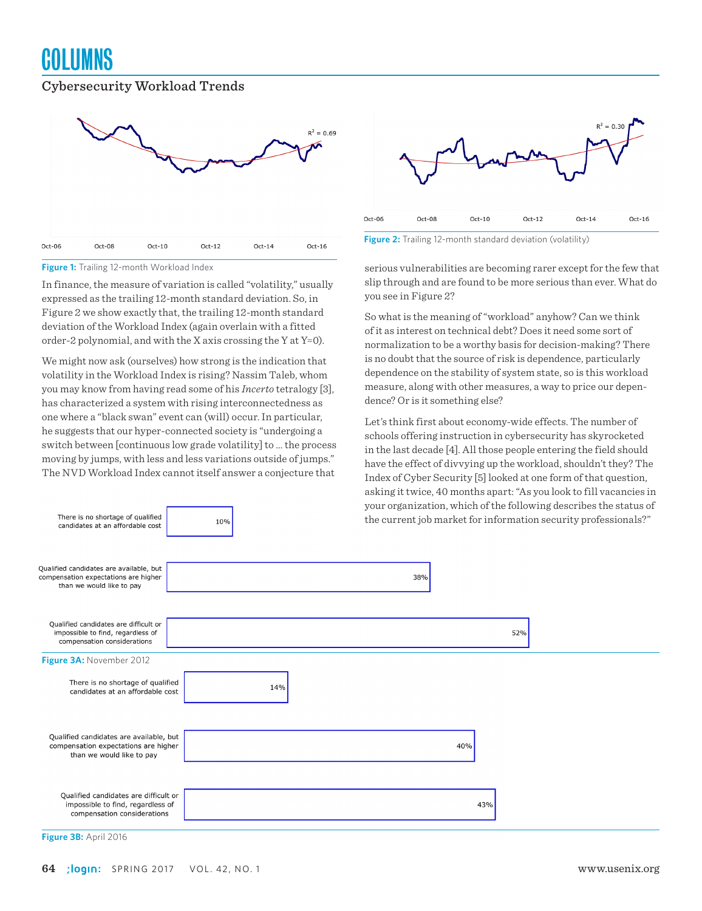Figure 1: Trailing 12-month Workload Index

Figure 2: Trailing 12-month standard deviation (volatility)

In finance, the measure of variation is called "volatility," usually expressed as the trailing 12-month standard deviation. So, in Figure 2 we show exactly that, the trailing 12-month standard deviation of the Workload Index (again overlain with a fitted order-2 polynomial, and with the X axis crossing the Y at Y=0).

We might now ask (ourselves) how strong is the indication that volatility in the Workload Index is rising? Nassim Taleb, whom you may know from having read some of his *Incerto* tetralogy [3], has characterized a system with rising interconnectedness as one where a "black swan" event can (will) occur. In particular, he suggests that our hyper-connected society is "undergoing a switch between [continuous low grade volatility] to ... the process moving by jumps, with less and less variations outside of jumps." The NVD Workload Index cannot itself answer a conjecture that serious vulnerabilities are becoming rarer except for the few that slip through and are found to be more serious than ever. What do you see in Figure 2?

So what is the meaning of "workload" anyhow? Can we think of it as interest on technical debt? Does it need some sort of normalization to be a worthy basis for decision-making? There is no doubt that the source of risk is dependence, particularly dependence on the stability of system state, so is this workload measure, along with other measures, a way to price our dependence? Or is it something else?

Let's think first about economy-wide effects. The number of schools offering instruction in cybersecurity has skyrocketed in the last decade [4]. All those people entering the field should have the effect of divvying up the workload, shouldn't they? The Index of Cyber Security [5] looked at one form of that question, asking it twice, 40 months apart: "As you look to fill vacancies in your organization, which of the following describes the status of the current job market for information security professionals?"

| Response | November 2012 |
|---|---|
| There is no shortage of qualified candidates at an affordable cost | 10% |
| Qualified candidates are available, but compensation expectations are higher than we would like to pay | 38% |
| Qualified candidates are difficult or impossible to find, regardless of compensation considerations | 52% |

Figure 3A: November 2012

| Response | April 2016 |
|---|---|
| There is no shortage of qualified candidates at an affordable cost | 14% |
| Qualified candidates are available, but compensation expectations are higher than we would like to pay | 40% |
| Qualified candidates are difficult or impossible to find, regardless of compensation considerations | 43% |

Figure 3B: April 2016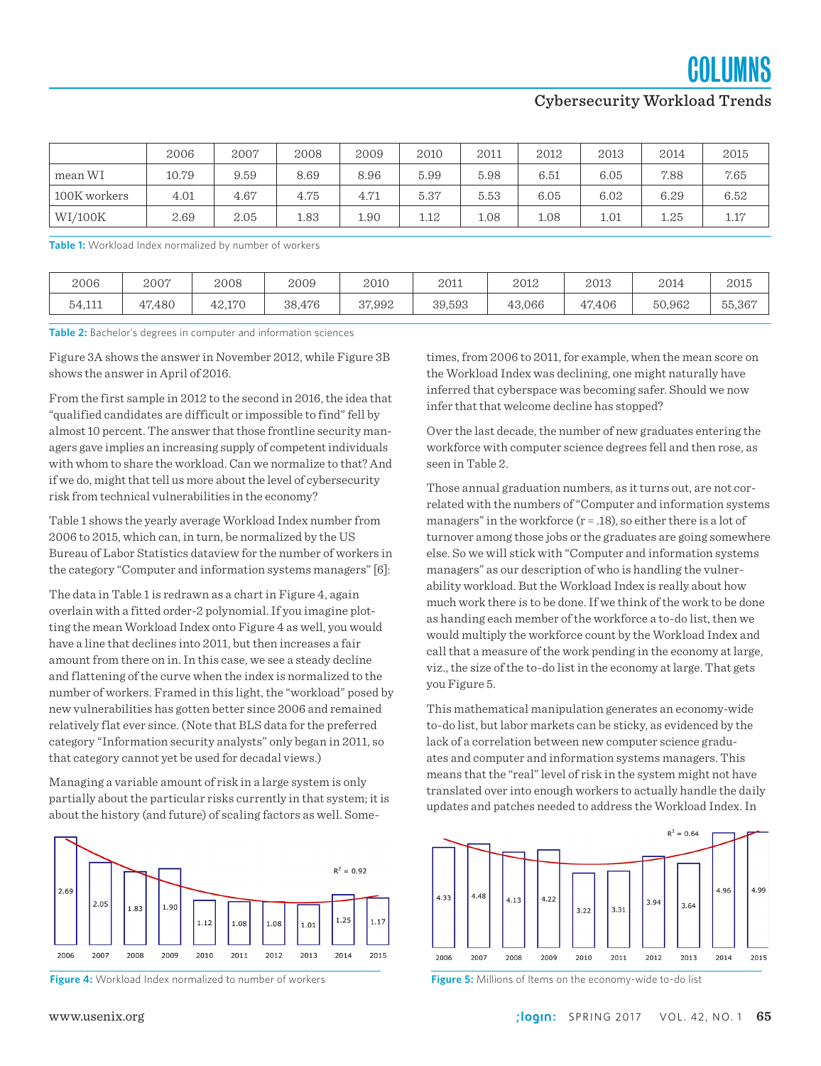|  | 2006 | 2007 | 2008 | 2009 | 2010 | 2011 | 2012 | 2013 | 2014 | 2015 |
|---|---|---|---|---|---|---|---|---|---|---|
| mean WI | 10.79 | 9.59 | 8.69 | 8.96 | 5.99 | 5.98 | 6.51 | 6.05 | 7.88 | 7.65 |
| 100K workers | 4.01 | 4.67 | 4.75 | 4.71 | 5.37 | 5.53 | 6.05 | 6.02 | 6.29 | 6.52 |
| WI/100K | 2.69 | 2.05 | 1.83 | 1.90 | 1.12 | 1.08 | 1.08 | 1.01 | 1.25 | 1.17 |

**Table 1:** Workload Index normalized by number of workers

| 2006 | 2007 | 2008 | 2009 | 2010 | 2011 | 2012 | 2013 | 2014 | 2015 |
|---|---|---|---|---|---|---|---|---|---|
| 54,111 | 47,480 | 42,170 | 38,476 | 37,992 | 39,593 | 43,066 | 47,406 | 50,962 | 55,367 |

**Table 2:** Bachelor's degrees in computer and information sciences

Figure 3A shows the answer in November 2012, while Figure 3B shows the answer in April of 2016.

From the first sample in 2012 to the second in 2016, the idea that "qualified candidates are difficult or impossible to find" fell by almost 10 percent. The answer that those frontline security managers gave implies an increasing supply of competent individuals with whom to share the workload. Can we normalize to that? And if we do, might that tell us more about the level of cybersecurity risk from technical vulnerabilities in the economy?

Table 1 shows the yearly average Workload Index number from 2006 to 2015, which can, in turn, be normalized by the US Bureau of Labor Statistics dataview for the number of workers in the category "Computer and information systems managers" [6]:

The data in Table 1 is redrawn as a chart in Figure 4, again overlain with a fitted order-2 polynomial. If you imagine plotting the mean Workload Index onto Figure 4 as well, you would have a line that declines into 2011, but then increases a fair amount from there on in. In this case, we see a steady decline and flattening of the curve when the index is normalized to the number of workers. Framed in this light, the "workload" posed by new vulnerabilities has gotten better since 2006 and remained relatively flat ever since. (Note that BLS data for the preferred category "Information security analysts" only began in 2011, so that category cannot yet be used for decadal views.)

Managing a variable amount of risk in a large system is only partially about the particular risks currently in that system; it is about the history (and future) of scaling factors as well. Sometimes, from 2006 to 2011, for example, when the mean score on the Workload Index was declining, one might naturally have inferred that cyberspace was becoming safer. Should we now infer that that welcome decline has stopped?

Over the last decade, the number of new graduates entering the workforce with computer science degrees fell and then rose, as seen in Table 2.

Those annual graduation numbers, as it turns out, are not correlated with the numbers of "Computer and information systems managers" in the workforce ($r = .18$), so either there is a lot of turnover among those jobs or the graduates are going somewhere else. So we will stick with "Computer and information systems managers" as our description of who is handling the vulnerability workload. But the Workload Index is really about how much work there is to be done. If we think of the work to be done as handing each member of the workforce a to-do list, then we would multiply the workforce count by the Workload Index and call that a measure of the work pending in the economy at large, viz., the size of the to-do list in the economy at large. That gets you Figure 5.

This mathematical manipulation generates an economy-wide to-do list, but labor markets can be sticky, as evidenced by the lack of a correlation between new computer science graduates and computer and information systems managers. This means that the "real" level of risk in the system might not have translated over into enough workers to actually handle the daily updates and patches needed to address the Workload Index. In

| | 2006 | 2007 | 2008 | 2009 | 2010 | 2011 | 2012 | 2013 | 2014 | 2015 |
|---|---|---|---|---|---|---|---|---|---|---|
| | 2.69 | 2.05 | 1.83 | 1.90 | 1.12 | 1.08 | 1.08 | 1.01 | 1.25 | 1.17 |

$R^2 = 0.92$

**Figure 4:** Workload Index normalized to number of workers

| | 2006 | 2007 | 2008 | 2009 | 2010 | 2011 | 2012 | 2013 | 2014 | 2015 |
|---|---|---|---|---|---|---|---|---|---|---|
| | 4.33 | 4.48 | 4.13 | 4.22 | 3.22 | 3.31 | 3.94 | 3.64 | 4.96 | 4.99 |

$R^2 = 0.64$

**Figure 5:** Millions of Items on the economy-wide to-do list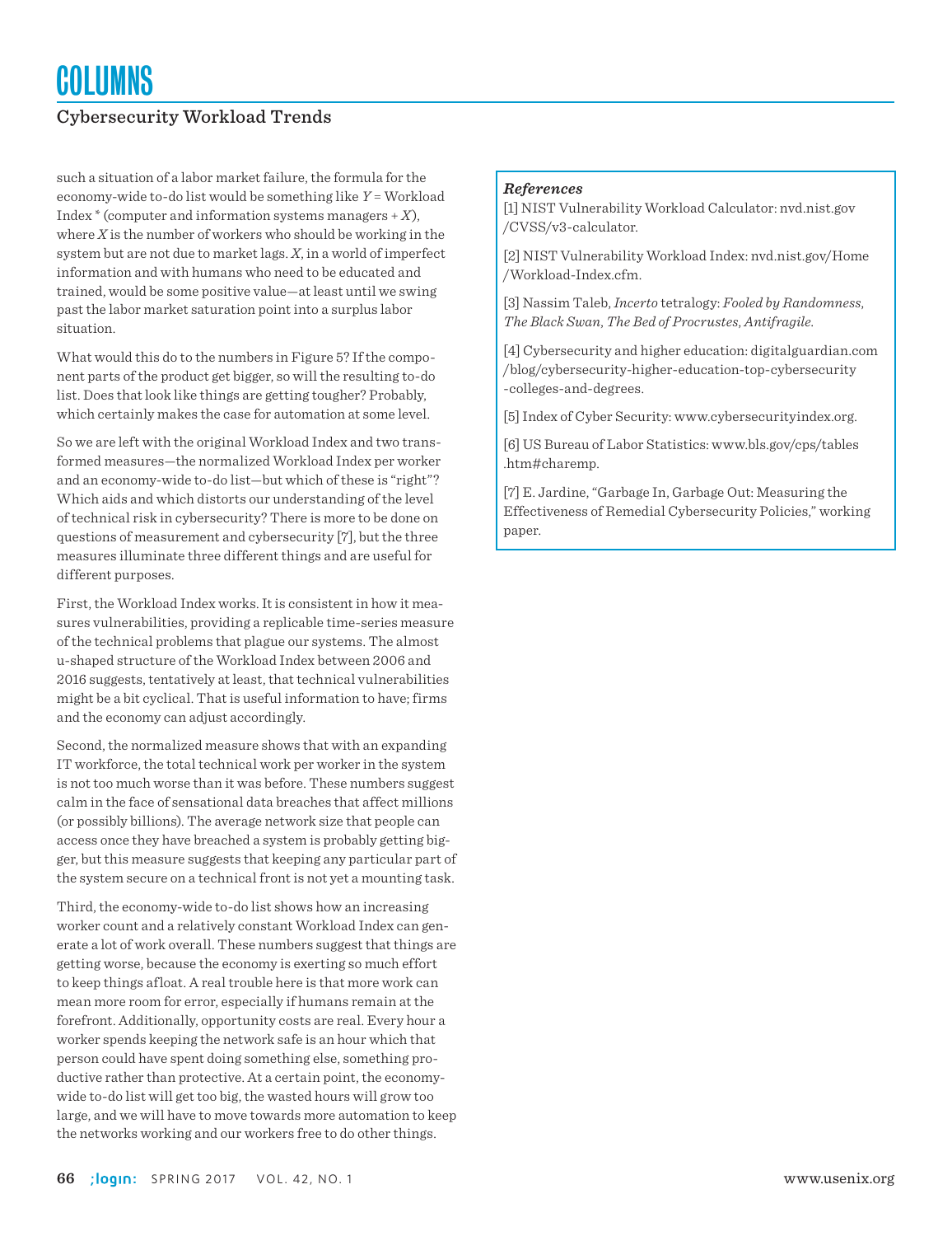such a situation of a labor market failure, the formula for the economy-wide to-do list would be something like $Y$ = Workload Index * (computer and information systems managers + $X$), where $X$ is the number of workers who should be working in the system but are not due to market lags. $X$, in a world of imperfect information and with humans who need to be educated and trained, would be some positive value—at least until we swing past the labor market saturation point into a surplus labor situation.

What would this do to the numbers in Figure 5? If the component parts of the product get bigger, so will the resulting to-do list. Does that look like things are getting tougher? Probably, which certainly makes the case for automation at some level.

So we are left with the original Workload Index and two transformed measures—the normalized Workload Index per worker and an economy-wide to-do list—but which of these is "right"? Which aids and which distorts our understanding of the level of technical risk in cybersecurity? There is more to be done on questions of measurement and cybersecurity [7], but the three measures illuminate three different things and are useful for different purposes.

First, the Workload Index works. It is consistent in how it measures vulnerabilities, providing a replicable time-series measure of the technical problems that plague our systems. The almost u-shaped structure of the Workload Index between 2006 and 2016 suggests, tentatively at least, that technical vulnerabilities might be a bit cyclical. That is useful information to have; firms and the economy can adjust accordingly.

Second, the normalized measure shows that with an expanding IT workforce, the total technical work per worker in the system is not too much worse than it was before. These numbers suggest calm in the face of sensational data breaches that affect millions (or possibly billions). The average network size that people can access once they have breached a system is probably getting bigger, but this measure suggests that keeping any particular part of the system secure on a technical front is not yet a mounting task.

Third, the economy-wide to-do list shows how an increasing worker count and a relatively constant Workload Index can generate a lot of work overall. These numbers suggest that things are getting worse, because the economy is exerting so much effort to keep things afloat. A real trouble here is that more work can mean more room for error, especially if humans remain at the forefront. Additionally, opportunity costs are real. Every hour a worker spends keeping the network safe is an hour which that person could have spent doing something else, something productive rather than protective. At a certain point, the economy-wide to-do list will get too big, the wasted hours will grow too large, and we will have to move towards more automation to keep the networks working and our workers free to do other things.

### *References*

[1] NIST Vulnerability Workload Calculator: nvd.nist.gov/CVSS/v3-calculator.

[2] NIST Vulnerability Workload Index: nvd.nist.gov/Home/Workload-Index.cfm.

[3] Nassim Taleb, *Incerto* tetralogy: *Fooled by Randomness, The Black Swan, The Bed of Procrustes, Antifragile.*

[4] Cybersecurity and higher education: digitalguardian.com/blog/cybersecurity-higher-education-top-cybersecurity-colleges-and-degrees.

[5] Index of Cyber Security: www.cybersecurityindex.org.

[6] US Bureau of Labor Statistics: www.bls.gov/cps/tables.htm#charemp.

[7] E. Jardine, "Garbage In, Garbage Out: Measuring the Effectiveness of Remedial Cybersecurity Policies," working paper.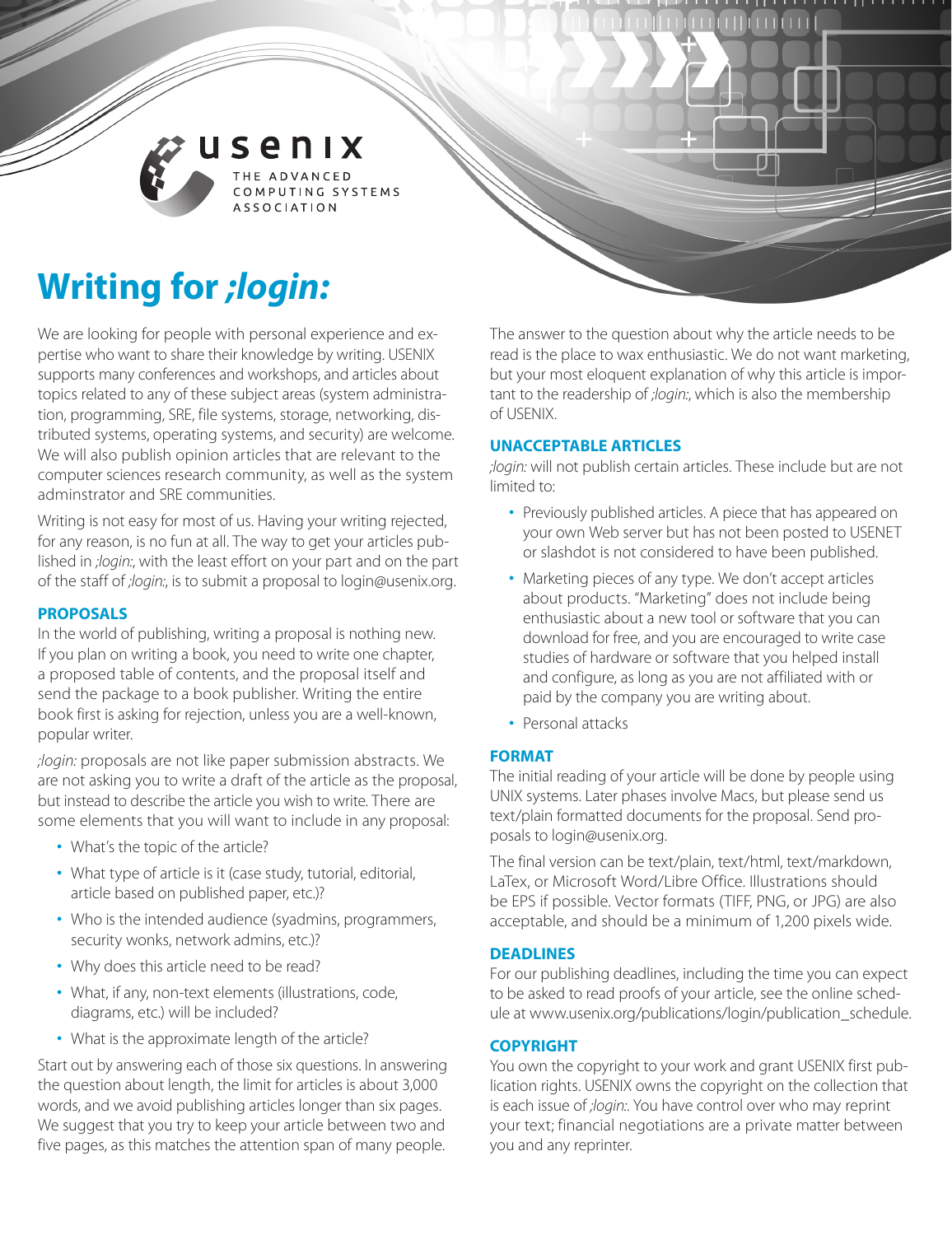usenix

THE ADVANCED COMPUTING SYSTEMS ASSOCIATION

# Writing for *;login:*

We are looking for people with personal experience and expertise who want to share their knowledge by writing. USENIX supports many conferences and workshops, and articles about topics related to any of these subject areas (system administration, programming, SRE, file systems, storage, networking, distributed systems, operating systems, and security) are welcome. We will also publish opinion articles that are relevant to the computer sciences research community, as well as the system adminstrator and SRE communities.

Writing is not easy for most of us. Having your writing rejected, for any reason, is no fun at all. The way to get your articles published in *;login:*, with the least effort on your part and on the part of the staff of *;login:*, is to submit a proposal to login@usenix.org.

## PROPOSALS

In the world of publishing, writing a proposal is nothing new. If you plan on writing a book, you need to write one chapter, a proposed table of contents, and the proposal itself and send the package to a book publisher. Writing the entire book first is asking for rejection, unless you are a well-known, popular writer.

*;login:* proposals are not like paper submission abstracts. We are not asking you to write a draft of the article as the proposal, but instead to describe the article you wish to write. There are some elements that you will want to include in any proposal:

- What's the topic of the article?
- What type of article is it (case study, tutorial, editorial, article based on published paper, etc.)?
- Who is the intended audience (syadmins, programmers, security wonks, network admins, etc.)?
- Why does this article need to be read?
- What, if any, non-text elements (illustrations, code, diagrams, etc.) will be included?
- What is the approximate length of the article?

Start out by answering each of those six questions. In answering the question about length, the limit for articles is about 3,000 words, and we avoid publishing articles longer than six pages. We suggest that you try to keep your article between two and five pages, as this matches the attention span of many people.

The answer to the question about why the article needs to be read is the place to wax enthusiastic. We do not want marketing, but your most eloquent explanation of why this article is important to the readership of *;login:*, which is also the membership of USENIX.

## UNACCEPTABLE ARTICLES

*;login:* will not publish certain articles. These include but are not limited to:

- Previously published articles. A piece that has appeared on your own Web server but has not been posted to USENET or slashdot is not considered to have been published.
- Marketing pieces of any type. We don't accept articles about products. "Marketing" does not include being enthusiastic about a new tool or software that you can download for free, and you are encouraged to write case studies of hardware or software that you helped install and configure, as long as you are not affiliated with or paid by the company you are writing about.
- Personal attacks

## FORMAT

The initial reading of your article will be done by people using UNIX systems. Later phases involve Macs, but please send us text/plain formatted documents for the proposal. Send proposals to login@usenix.org.

The final version can be text/plain, text/html, text/markdown, LaTex, or Microsoft Word/Libre Office. Illustrations should be EPS if possible. Vector formats (TIFF, PNG, or JPG) are also acceptable, and should be a minimum of 1,200 pixels wide.

## DEADLINES

For our publishing deadlines, including the time you can expect to be asked to read proofs of your article, see the online schedule at www.usenix.org/publications/login/publication_schedule.

## COPYRIGHT

You own the copyright to your work and grant USENIX first publication rights. USENIX owns the copyright on the collection that is each issue of *;login:*. You have control over who may reprint your text; financial negotiations are a private matter between you and any reprinter.